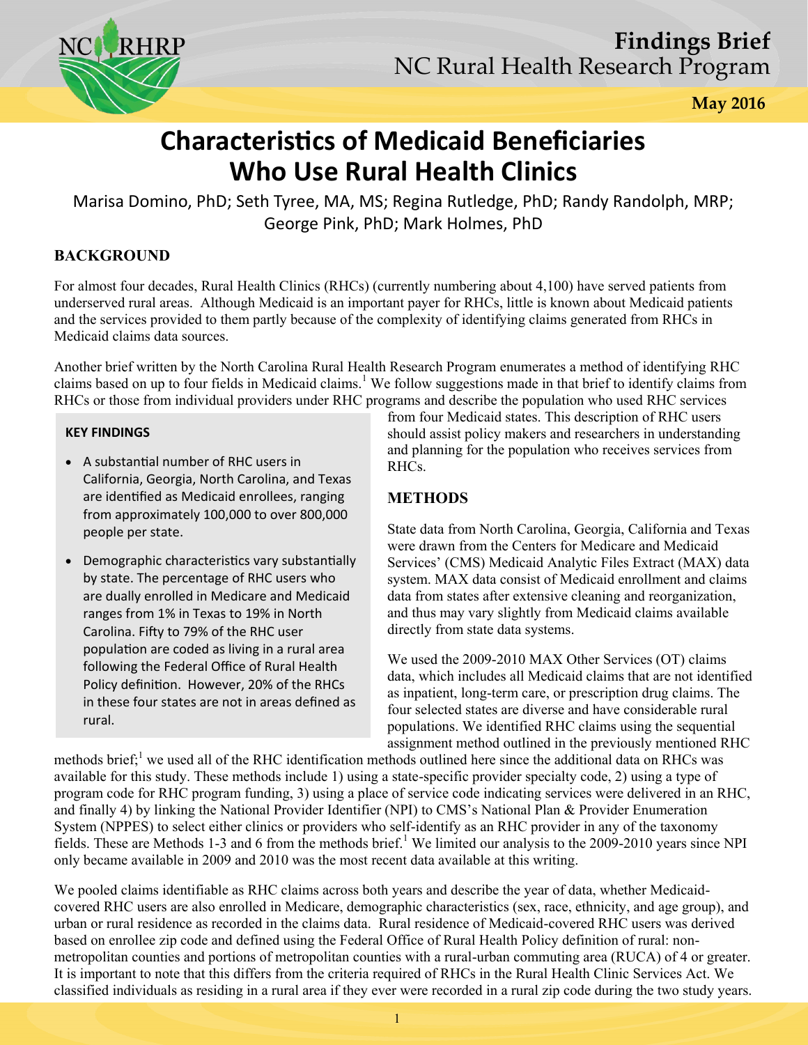# Findings Brief

NC Rural Health Research Program

May 2016

# Characteristics of Medicaid Beneficiaries Who Use Rural Health Clinics

Marisa Domino, PhD; Seth Tyree, MA, MS; Regina Rutledge, PhD; Randy Randolph, MRP; George Pink, PhD; Mark Holmes, PhD

## BACKGROUND

For almost four decades, Rural Health Clinics (RHCs) (currently numbering about 4,100) have served patients from underserved rural areas. Although Medicaid is an important payer for RHCs, little is known about Medicaid patients and the services provided to them partly because of the complexity of identifying claims generated from RHCs in Medicaid claims data sources.

Another brief written by the North Carolina Rural Health Research Program enumerates a method of identifying RHC claims based on up to four fields in Medicaid claims.[1] We follow suggestions made in that brief to identify claims from RHCs or those from individual providers under RHC programs and describe the population who used RHC services from four Medicaid states. This description of RHC users should assist policy makers and researchers in understanding and planning for the population who receives services from RHCs.

### KEY FINDINGS

- A substantial number of RHC users in California, Georgia, North Carolina, and Texas are identified as Medicaid enrollees, ranging from approximately 100,000 to over 800,000 people per state.
- Demographic characteristics vary substantially by state. The percentage of RHC users who are dually enrolled in Medicare and Medicaid ranges from 1% in Texas to 19% in North Carolina. Fifty to 79% of the RHC user population are coded as living in a rural area following the Federal Office of Rural Health Policy definition. However, 20% of the RHCs in these four states are not in areas defined as rural.

## METHODS

State data from North Carolina, Georgia, California and Texas were drawn from the Centers for Medicare and Medicaid Services' (CMS) Medicaid Analytic Files Extract (MAX) data system. MAX data consist of Medicaid enrollment and claims data from states after extensive cleaning and reorganization, and thus may vary slightly from Medicaid claims available directly from state data systems.

We used the 2009-2010 MAX Other Services (OT) claims data, which includes all Medicaid claims that are not identified as inpatient, long-term care, or prescription drug claims. The four selected states are diverse and have considerable rural populations. We identified RHC claims using the sequential assignment method outlined in the previously mentioned RHC methods brief;[1] we used all of the RHC identification methods outlined here since the additional data on RHCs was available for this study. These methods include 1) using a state-specific provider specialty code, 2) using a type of program code for RHC program funding, 3) using a place of service code indicating services were delivered in an RHC, and finally 4) by linking the National Provider Identifier (NPI) to CMS's National Plan & Provider Enumeration System (NPPES) to select either clinics or providers who self-identify as an RHC provider in any of the taxonomy fields. These are Methods 1-3 and 6 from the methods brief.[1] We limited our analysis to the 2009-2010 years since NPI only became available in 2009 and 2010 was the most recent data available at this writing.

We pooled claims identifiable as RHC claims across both years and describe the year of data, whether Medicaid-covered RHC users are also enrolled in Medicare, demographic characteristics (sex, race, ethnicity, and age group), and urban or rural residence as recorded in the claims data. Rural residence of Medicaid-covered RHC users was derived based on enrollee zip code and defined using the Federal Office of Rural Health Policy definition of rural: non-metropolitan counties and portions of metropolitan counties with a rural-urban commuting area (RUCA) of 4 or greater. It is important to note that this differs from the criteria required of RHCs in the Rural Health Clinic Services Act. We classified individuals as residing in a rural area if they ever were recorded in a rural zip code during the two study years.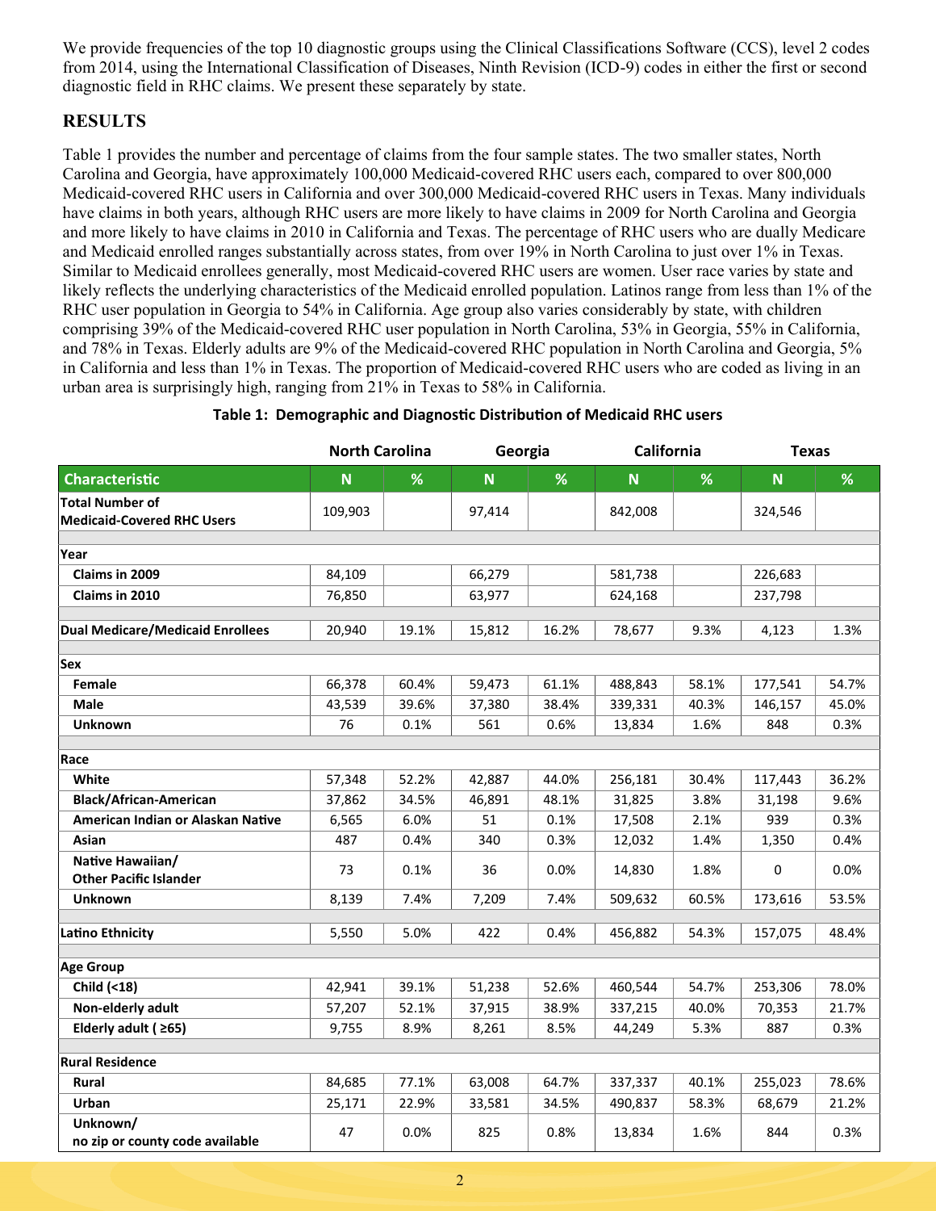We provide frequencies of the top 10 diagnostic groups using the Clinical Classifications Software (CCS), level 2 codes from 2014, using the International Classification of Diseases, Ninth Revision (ICD-9) codes in either the first or second diagnostic field in RHC claims. We present these separately by state.

## RESULTS

Table 1 provides the number and percentage of claims from the four sample states. The two smaller states, North Carolina and Georgia, have approximately 100,000 Medicaid-covered RHC users each, compared to over 800,000 Medicaid-covered RHC users in California and over 300,000 Medicaid-covered RHC users in Texas. Many individuals have claims in both years, although RHC users are more likely to have claims in 2009 for North Carolina and Georgia and more likely to have claims in 2010 in California and Texas. The percentage of RHC users who are dually Medicare and Medicaid enrolled ranges substantially across states, from over 19% in North Carolina to just over 1% in Texas. Similar to Medicaid enrollees generally, most Medicaid-covered RHC users are women. User race varies by state and likely reflects the underlying characteristics of the Medicaid enrolled population. Latinos range from less than 1% of the RHC user population in Georgia to 54% in California. Age group also varies considerably by state, with children comprising 39% of the Medicaid-covered RHC user population in North Carolina, 53% in Georgia, 55% in California, and 78% in Texas. Elderly adults are 9% of the Medicaid-covered RHC population in North Carolina and Georgia, 5% in California and less than 1% in Texas. The proportion of Medicaid-covered RHC users who are coded as living in an urban area is surprisingly high, ranging from 21% in Texas to 58% in California.

**Table 1: Demographic and Diagnostic Distribution of Medicaid RHC users**

| | North Carolina | | Georgia | | California | | Texas | |
|---|---|---|---|---|---|---|---|---|
| **Characteristic** | **N** | **%** | **N** | **%** | **N** | **%** | **N** | **%** |
| **Total Number of Medicaid-Covered RHC Users** | 109,903 | | 97,414 | | 842,008 | | 324,546 | |
| **Year** | | | | | | | | |
| Claims in 2009 | 84,109 | | 66,279 | | 581,738 | | 226,683 | |
| Claims in 2010 | 76,850 | | 63,977 | | 624,168 | | 237,798 | |
| **Dual Medicare/Medicaid Enrollees** | 20,940 | 19.1% | 15,812 | 16.2% | 78,677 | 9.3% | 4,123 | 1.3% |
| **Sex** | | | | | | | | |
| Female | 66,378 | 60.4% | 59,473 | 61.1% | 488,843 | 58.1% | 177,541 | 54.7% |
| Male | 43,539 | 39.6% | 37,380 | 38.4% | 339,331 | 40.3% | 146,157 | 45.0% |
| Unknown | 76 | 0.1% | 561 | 0.6% | 13,834 | 1.6% | 848 | 0.3% |
| **Race** | | | | | | | | |
| White | 57,348 | 52.2% | 42,887 | 44.0% | 256,181 | 30.4% | 117,443 | 36.2% |
| Black/African-American | 37,862 | 34.5% | 46,891 | 48.1% | 31,825 | 3.8% | 31,198 | 9.6% |
| American Indian or Alaskan Native | 6,565 | 6.0% | 51 | 0.1% | 17,508 | 2.1% | 939 | 0.3% |
| Asian | 487 | 0.4% | 340 | 0.3% | 12,032 | 1.4% | 1,350 | 0.4% |
| Native Hawaiian/ Other Pacific Islander | 73 | 0.1% | 36 | 0.0% | 14,830 | 1.8% | 0 | 0.0% |
| Unknown | 8,139 | 7.4% | 7,209 | 7.4% | 509,632 | 60.5% | 173,616 | 53.5% |
| **Latino Ethnicity** | 5,550 | 5.0% | 422 | 0.4% | 456,882 | 54.3% | 157,075 | 48.4% |
| **Age Group** | | | | | | | | |
| Child (<18) | 42,941 | 39.1% | 51,238 | 52.6% | 460,544 | 54.7% | 253,306 | 78.0% |
| Non-elderly adult | 57,207 | 52.1% | 37,915 | 38.9% | 337,215 | 40.0% | 70,353 | 21.7% |
| Elderly adult ( ≥65) | 9,755 | 8.9% | 8,261 | 8.5% | 44,249 | 5.3% | 887 | 0.3% |
| **Rural Residence** | | | | | | | | |
| Rural | 84,685 | 77.1% | 63,008 | 64.7% | 337,337 | 40.1% | 255,023 | 78.6% |
| Urban | 25,171 | 22.9% | 33,581 | 34.5% | 490,837 | 58.3% | 68,679 | 21.2% |
| Unknown/ no zip or county code available | 47 | 0.0% | 825 | 0.8% | 13,834 | 1.6% | 844 | 0.3% |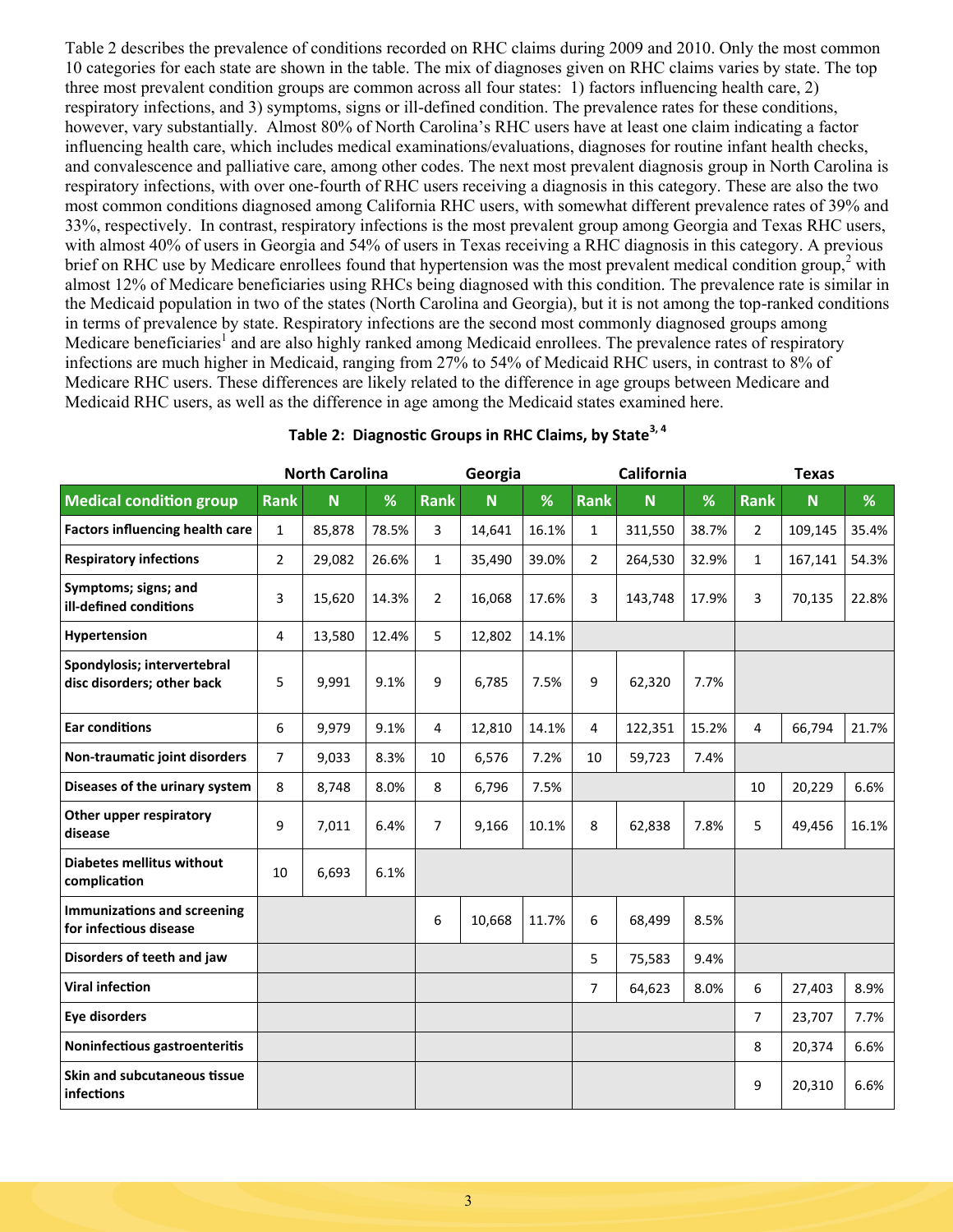Table 2 describes the prevalence of conditions recorded on RHC claims during 2009 and 2010. Only the most common 10 categories for each state are shown in the table. The mix of diagnoses given on RHC claims varies by state. The top three most prevalent condition groups are common across all four states: 1) factors influencing health care, 2) respiratory infections, and 3) symptoms, signs or ill-defined condition. The prevalence rates for these conditions, however, vary substantially. Almost 80% of North Carolina's RHC users have at least one claim indicating a factor influencing health care, which includes medical examinations/evaluations, diagnoses for routine infant health checks, and convalescence and palliative care, among other codes. The next most prevalent diagnosis group in North Carolina is respiratory infections, with over one-fourth of RHC users receiving a diagnosis in this category. These are also the two most common conditions diagnosed among California RHC users, with somewhat different prevalence rates of 39% and 33%, respectively. In contrast, respiratory infections is the most prevalent group among Georgia and Texas RHC users, with almost 40% of users in Georgia and 54% of users in Texas receiving a RHC diagnosis in this category. A previous brief on RHC use by Medicare enrollees found that hypertension was the most prevalent medical condition group,[2] with almost 12% of Medicare beneficiaries using RHCs being diagnosed with this condition. The prevalence rate is similar in the Medicaid population in two of the states (North Carolina and Georgia), but it is not among the top-ranked conditions in terms of prevalence by state. Respiratory infections are the second most commonly diagnosed groups among Medicare beneficiaries[1] and are also highly ranked among Medicaid enrollees. The prevalence rates of respiratory infections are much higher in Medicaid, ranging from 27% to 54% of Medicaid RHC users, in contrast to 8% of Medicare RHC users. These differences are likely related to the difference in age groups between Medicare and Medicaid RHC users, as well as the difference in age among the Medicaid states examined here.

**Table 2: Diagnostic Groups in RHC Claims, by State[3, 4]**

| | North Carolina | | | Georgia | | | California | | | Texas | | |
|---|---|---|---|---|---|---|---|---|---|---|---|---|
| **Medical condition group** | **Rank** | **N** | **%** | **Rank** | **N** | **%** | **Rank** | **N** | **%** | **Rank** | **N** | **%** |
| **Factors influencing health care** | 1 | 85,878 | 78.5% | 3 | 14,641 | 16.1% | 1 | 311,550 | 38.7% | 2 | 109,145 | 35.4% |
| **Respiratory infections** | 2 | 29,082 | 26.6% | 1 | 35,490 | 39.0% | 2 | 264,530 | 32.9% | 1 | 167,141 | 54.3% |
| **Symptoms; signs; and ill-defined conditions** | 3 | 15,620 | 14.3% | 2 | 16,068 | 17.6% | 3 | 143,748 | 17.9% | 3 | 70,135 | 22.8% |
| **Hypertension** | 4 | 13,580 | 12.4% | 5 | 12,802 | 14.1% | | | | | | |
| **Spondylosis; intervertebral disc disorders; other back** | 5 | 9,991 | 9.1% | 9 | 6,785 | 7.5% | 9 | 62,320 | 7.7% | | | |
| **Ear conditions** | 6 | 9,979 | 9.1% | 4 | 12,810 | 14.1% | 4 | 122,351 | 15.2% | 4 | 66,794 | 21.7% |
| **Non-traumatic joint disorders** | 7 | 9,033 | 8.3% | 10 | 6,576 | 7.2% | 10 | 59,723 | 7.4% | | | |
| **Diseases of the urinary system** | 8 | 8,748 | 8.0% | 8 | 6,796 | 7.5% | | | | 10 | 20,229 | 6.6% |
| **Other upper respiratory disease** | 9 | 7,011 | 6.4% | 7 | 9,166 | 10.1% | 8 | 62,838 | 7.8% | 5 | 49,456 | 16.1% |
| **Diabetes mellitus without complication** | 10 | 6,693 | 6.1% | | | | | | | | | |
| **Immunizations and screening for infectious disease** | | | | 6 | 10,668 | 11.7% | 6 | 68,499 | 8.5% | | | |
| **Disorders of teeth and jaw** | | | | | | | 5 | 75,583 | 9.4% | | | |
| **Viral infection** | | | | | | | 7 | 64,623 | 8.0% | 6 | 27,403 | 8.9% |
| **Eye disorders** | | | | | | | | | | 7 | 23,707 | 7.7% |
| **Noninfectious gastroenteritis** | | | | | | | | | | 8 | 20,374 | 6.6% |
| **Skin and subcutaneous tissue infections** | | | | | | | | | | 9 | 20,310 | 6.6% |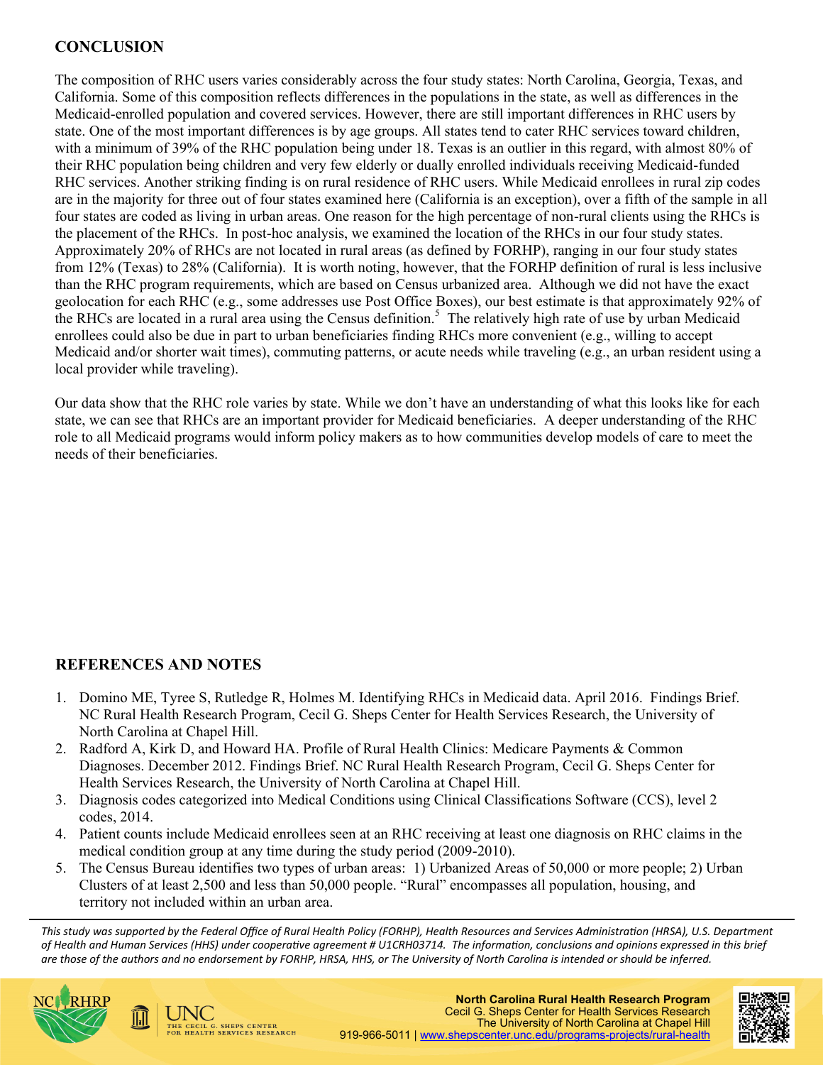## CONCLUSION

The composition of RHC users varies considerably across the four study states: North Carolina, Georgia, Texas, and California. Some of this composition reflects differences in the populations in the state, as well as differences in the Medicaid-enrolled population and covered services. However, there are still important differences in RHC users by state. One of the most important differences is by age groups. All states tend to cater RHC services toward children, with a minimum of 39% of the RHC population being under 18. Texas is an outlier in this regard, with almost 80% of their RHC population being children and very few elderly or dually enrolled individuals receiving Medicaid-funded RHC services. Another striking finding is on rural residence of RHC users. While Medicaid enrollees in rural zip codes are in the majority for three out of four states examined here (California is an exception), over a fifth of the sample in all four states are coded as living in urban areas. One reason for the high percentage of non-rural clients using the RHCs is the placement of the RHCs. In post-hoc analysis, we examined the location of the RHCs in our four study states. Approximately 20% of RHCs are not located in rural areas (as defined by FORHP), ranging in our four study states from 12% (Texas) to 28% (California). It is worth noting, however, that the FORHP definition of rural is less inclusive than the RHC program requirements, which are based on Census urbanized area. Although we did not have the exact geolocation for each RHC (e.g., some addresses use Post Office Boxes), our best estimate is that approximately 92% of the RHCs are located in a rural area using the Census definition.[5] The relatively high rate of use by urban Medicaid enrollees could also be due in part to urban beneficiaries finding RHCs more convenient (e.g., willing to accept Medicaid and/or shorter wait times), commuting patterns, or acute needs while traveling (e.g., an urban resident using a local provider while traveling).

Our data show that the RHC role varies by state. While we don't have an understanding of what this looks like for each state, we can see that RHCs are an important provider for Medicaid beneficiaries. A deeper understanding of the RHC role to all Medicaid programs would inform policy makers as to how communities develop models of care to meet the needs of their beneficiaries.

## REFERENCES AND NOTES

1. Domino ME, Tyree S, Rutledge R, Holmes M. Identifying RHCs in Medicaid data. April 2016. Findings Brief. NC Rural Health Research Program, Cecil G. Sheps Center for Health Services Research, the University of North Carolina at Chapel Hill.
2. Radford A, Kirk D, and Howard HA. Profile of Rural Health Clinics: Medicare Payments & Common Diagnoses. December 2012. Findings Brief. NC Rural Health Research Program, Cecil G. Sheps Center for Health Services Research, the University of North Carolina at Chapel Hill.
3. Diagnosis codes categorized into Medical Conditions using Clinical Classifications Software (CCS), level 2 codes, 2014.
4. Patient counts include Medicaid enrollees seen at an RHC receiving at least one diagnosis on RHC claims in the medical condition group at any time during the study period (2009-2010).
5. The Census Bureau identifies two types of urban areas: 1) Urbanized Areas of 50,000 or more people; 2) Urban Clusters of at least 2,500 and less than 50,000 people. "Rural" encompasses all population, housing, and territory not included within an urban area.

*This study was supported by the Federal Office of Rural Health Policy (FORHP), Health Resources and Services Administration (HRSA), U.S. Department of Health and Human Services (HHS) under cooperative agreement # U1CRH03714. The information, conclusions and opinions expressed in this brief are those of the authors and no endorsement by FORHP, HRSA, HHS, or The University of North Carolina is intended or should be inferred.*

**North Carolina Rural Health Research Program**
Cecil G. Sheps Center for Health Services Research
The University of North Carolina at Chapel Hill
919-966-5011 | www.shepscenter.unc.edu/programs-projects/rural-health